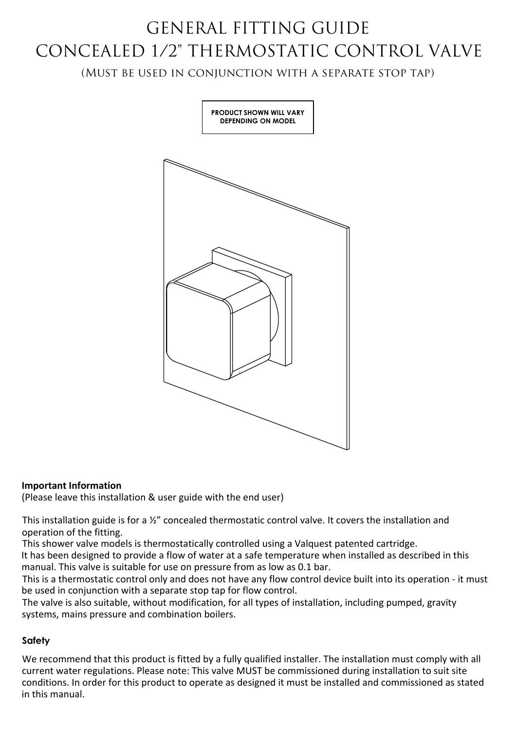# GENERAL FITTING GUIDE
# CONCEALED 1/2" THERMOSTATIC CONTROL VALVE

(Must be used in conjunction with a separate stop tap)

PRODUCT SHOWN WILL VARY DEPENDING ON MODEL

**Important Information**

(Please leave this installation & user guide with the end user)

This installation guide is for a ½" concealed thermostatic control valve. It covers the installation and operation of the fitting.

This shower valve models is thermostatically controlled using a Valquest patented cartridge.

It has been designed to provide a flow of water at a safe temperature when installed as described in this manual. This valve is suitable for use on pressure from as low as 0.1 bar.

This is a thermostatic control only and does not have any flow control device built into its operation - it must be used in conjunction with a separate stop tap for flow control.

The valve is also suitable, without modification, for all types of installation, including pumped, gravity systems, mains pressure and combination boilers.

**Safety**

We recommend that this product is fitted by a fully qualified installer. The installation must comply with all current water regulations. Please note: This valve MUST be commissioned during installation to suit site conditions. In order for this product to operate as designed it must be installed and commissioned as stated in this manual.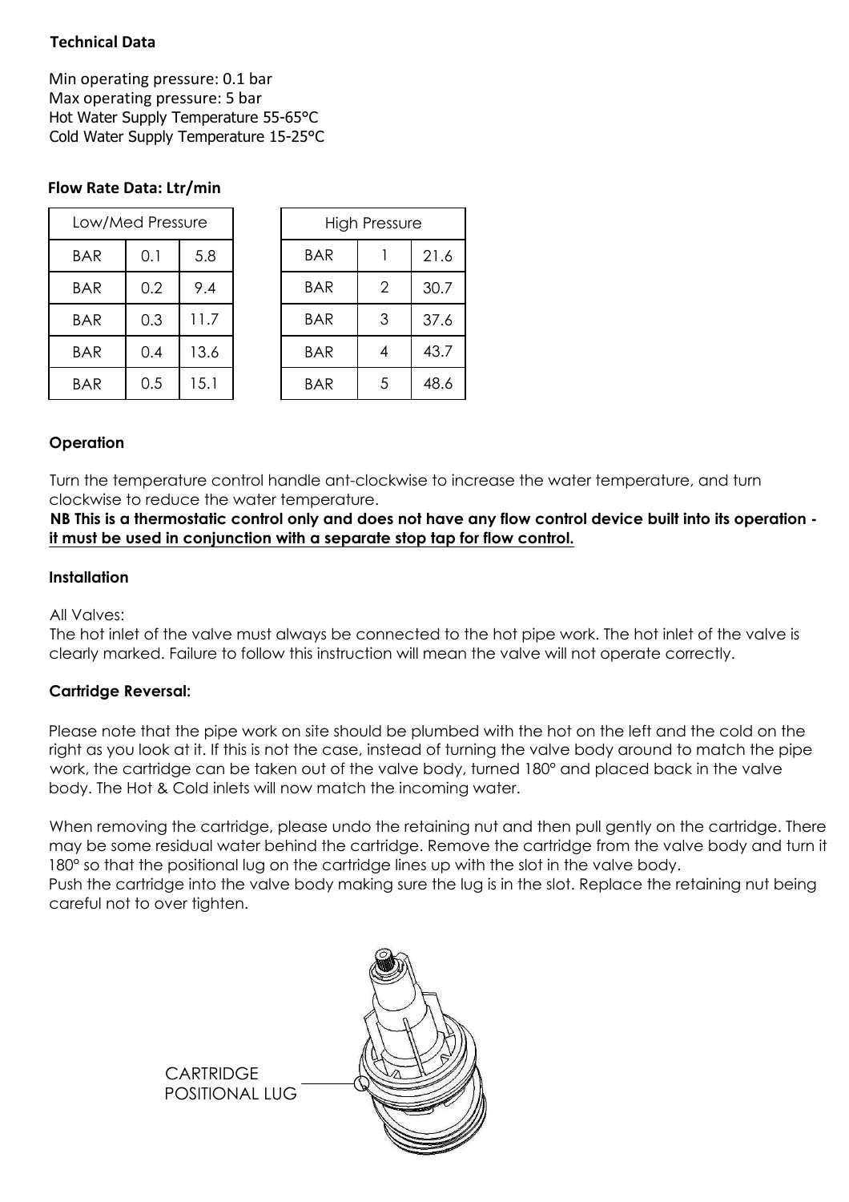## Technical Data

Min operating pressure: 0.1 bar
Max operating pressure: 5 bar
Hot Water Supply Temperature 55-65°C
Cold Water Supply Temperature 15-25°C

### Flow Rate Data: Ltr/min

| Low/Med Pressure | | |
|---|---|---|
| BAR | 0.1 | 5.8 |
| BAR | 0.2 | 9.4 |
| BAR | 0.3 | 11.7 |
| BAR | 0.4 | 13.6 |
| BAR | 0.5 | 15.1 |

| High Pressure | | |
|---|---|---|
| BAR | 1 | 21.6 |
| BAR | 2 | 30.7 |
| BAR | 3 | 37.6 |
| BAR | 4 | 43.7 |
| BAR | 5 | 48.6 |

### Operation

Turn the temperature control handle ant-clockwise to increase the water temperature, and turn clockwise to reduce the water temperature.
**NB This is a thermostatic control only and does not have any flow control device built into its operation - <u>it must be used in conjunction with a separate stop tap for flow control.</u>**

### Installation

All Valves:
The hot inlet of the valve must always be connected to the hot pipe work. The hot inlet of the valve is clearly marked. Failure to follow this instruction will mean the valve will not operate correctly.

### Cartridge Reversal:

Please note that the pipe work on site should be plumbed with the hot on the left and the cold on the right as you look at it. If this is not the case, instead of turning the valve body around to match the pipe work, the cartridge can be taken out of the valve body, turned 180° and placed back in the valve body. The Hot & Cold inlets will now match the incoming water.

When removing the cartridge, please undo the retaining nut and then pull gently on the cartridge. There may be some residual water behind the cartridge. Remove the cartridge from the valve body and turn it 180° so that the positional lug on the cartridge lines up with the slot in the valve body.
Push the cartridge into the valve body making sure the lug is in the slot. Replace the retaining nut being careful not to over tighten.

CARTRIDGE POSITIONAL LUG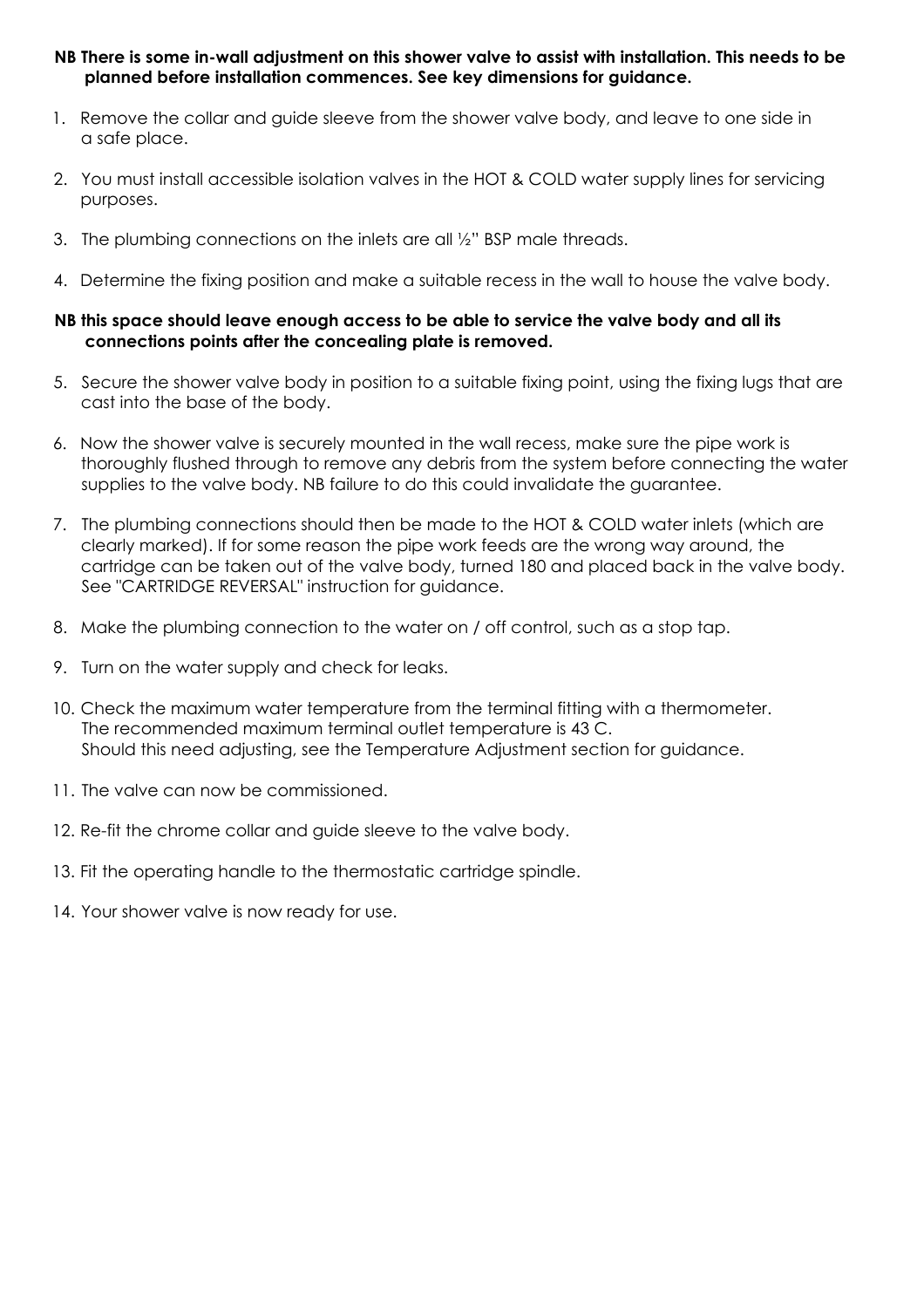**NB There is some in-wall adjustment on this shower valve to assist with installation. This needs to be planned before installation commences. See key dimensions for guidance.**

1. Remove the collar and guide sleeve from the shower valve body, and leave to one side in a safe place.

2. You must install accessible isolation valves in the HOT & COLD water supply lines for servicing purposes.

3. The plumbing connections on the inlets are all ½" BSP male threads.

4. Determine the fixing position and make a suitable recess in the wall to house the valve body.

**NB this space should leave enough access to be able to service the valve body and all its connections points after the concealing plate is removed.**

5. Secure the shower valve body in position to a suitable fixing point, using the fixing lugs that are cast into the base of the body.

6. Now the shower valve is securely mounted in the wall recess, make sure the pipe work is thoroughly flushed through to remove any debris from the system before connecting the water supplies to the valve body. NB failure to do this could invalidate the guarantee.

7. The plumbing connections should then be made to the HOT & COLD water inlets (which are clearly marked). If for some reason the pipe work feeds are the wrong way around, the cartridge can be taken out of the valve body, turned 180 and placed back in the valve body. See "CARTRIDGE REVERSAL" instruction for guidance.

8. Make the plumbing connection to the water on / off control, such as a stop tap.

9. Turn on the water supply and check for leaks.

10. Check the maximum water temperature from the terminal fitting with a thermometer.
    The recommended maximum terminal outlet temperature is 43 C.
    Should this need adjusting, see the Temperature Adjustment section for guidance.

11. The valve can now be commissioned.

12. Re-fit the chrome collar and guide sleeve to the valve body.

13. Fit the operating handle to the thermostatic cartridge spindle.

14. Your shower valve is now ready for use.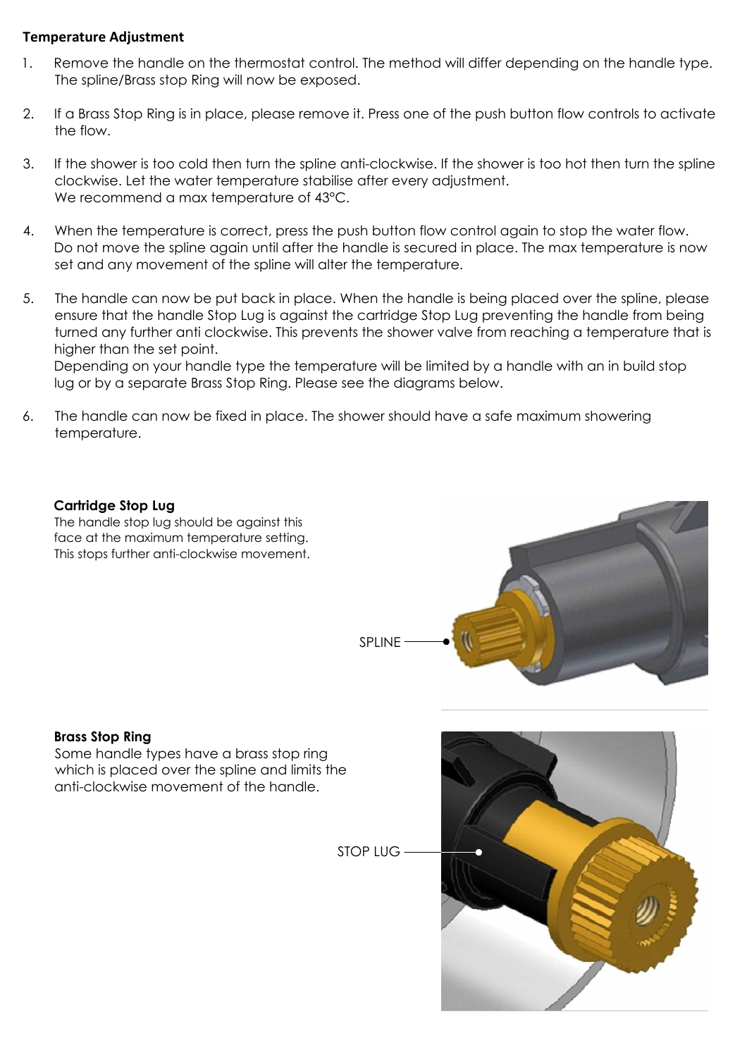**Temperature Adjustment**

1. Remove the handle on the thermostat control. The method will differ depending on the handle type. The spline/Brass stop Ring will now be exposed.

2. If a Brass Stop Ring is in place, please remove it. Press one of the push button flow controls to activate the flow.

3. If the shower is too cold then turn the spline anti-clockwise. If the shower is too hot then turn the spline clockwise. Let the water temperature stabilise after every adjustment.
   We recommend a max temperature of 43°C.

4. When the temperature is correct, press the push button flow control again to stop the water flow. Do not move the spline again until after the handle is secured in place. The max temperature is now set and any movement of the spline will alter the temperature.

5. The handle can now be put back in place. When the handle is being placed over the spline, please ensure that the handle Stop Lug is against the cartridge Stop Lug preventing the handle from being turned any further anti clockwise. This prevents the shower valve from reaching a temperature that is higher than the set point.
   Depending on your handle type the temperature will be limited by a handle with an in build stop lug or by a separate Brass Stop Ring. Please see the diagrams below.

6. The handle can now be fixed in place. The shower should have a safe maximum showering temperature.

**Cartridge Stop Lug**

The handle stop lug should be against this face at the maximum temperature setting. This stops further anti-clockwise movement.

SPLINE

**Brass Stop Ring**

Some handle types have a brass stop ring which is placed over the spline and limits the anti-clockwise movement of the handle.

STOP LUG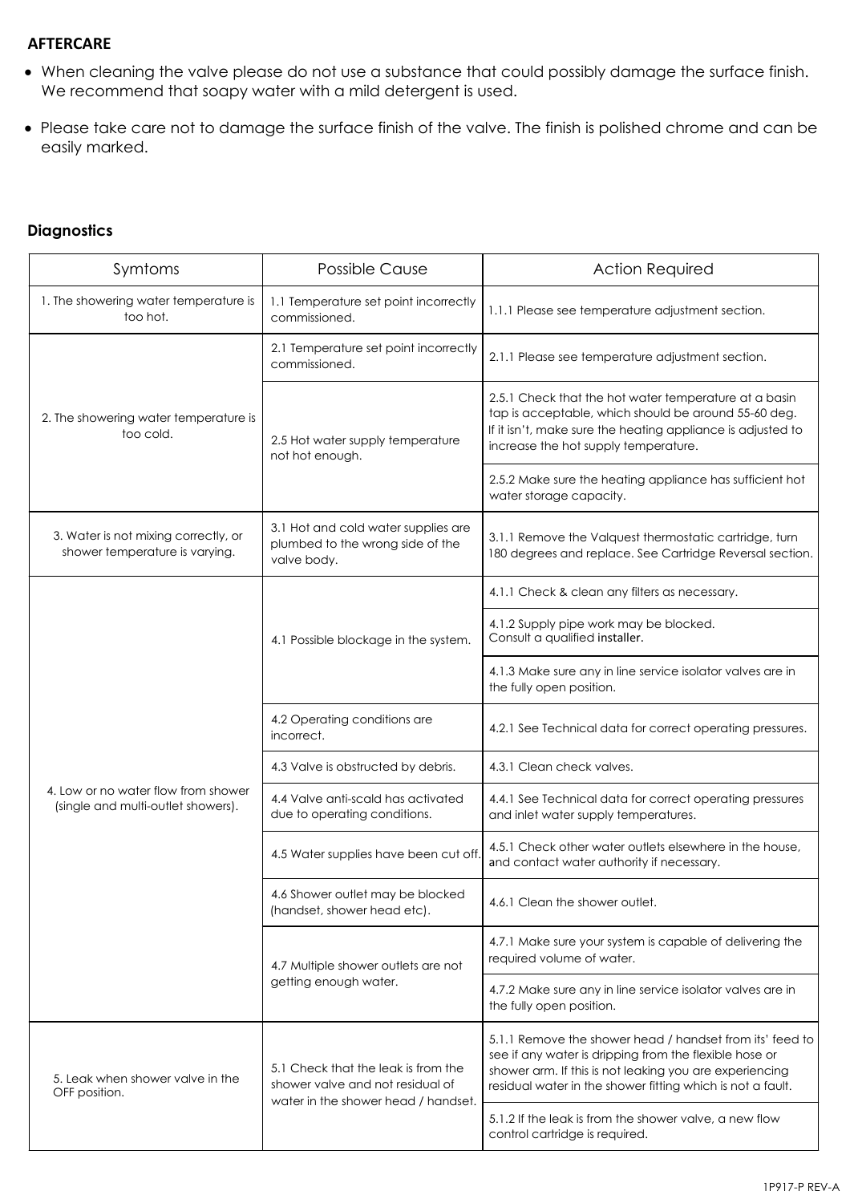## AFTERCARE

- When cleaning the valve please do not use a substance that could possibly damage the surface finish. We recommend that soapy water with a mild detergent is used.
- Please take care not to damage the surface finish of the valve. The finish is polished chrome and can be easily marked.

## Diagnostics

| Symtoms | Possible Cause | Action Required |
| --- | --- | --- |
| 1. The showering water temperature is too hot. | 1.1 Temperature set point incorrectly commissioned. | 1.1.1 Please see temperature adjustment section. |
| 2. The showering water temperature is too cold. | 2.1 Temperature set point incorrectly commissioned. | 2.1.1 Please see temperature adjustment section. |
| | 2.5 Hot water supply temperature not hot enough. | 2.5.1 Check that the hot water temperature at a basin tap is acceptable, which should be around 55-60 deg. If it isn't, make sure the heating appliance is adjusted to increase the hot supply temperature. |
| | | 2.5.2 Make sure the heating appliance has sufficient hot water storage capacity. |
| 3. Water is not mixing correctly, or shower temperature is varying. | 3.1 Hot and cold water supplies are plumbed to the wrong side of the valve body. | 3.1.1 Remove the Valquest thermostatic cartridge, turn 180 degrees and replace. See Cartridge Reversal section. |
| 4. Low or no water flow from shower (single and multi-outlet showers). | 4.1 Possible blockage in the system. | 4.1.1 Check & clean any filters as necessary. |
| | | 4.1.2 Supply pipe work may be blocked. Consult a qualified installer. |
| | | 4.1.3 Make sure any in line service isolator valves are in the fully open position. |
| | 4.2 Operating conditions are incorrect. | 4.2.1 See Technical data for correct operating pressures. |
| | 4.3 Valve is obstructed by debris. | 4.3.1 Clean check valves. |
| | 4.4 Valve anti-scald has activated due to operating conditions. | 4.4.1 See Technical data for correct operating pressures and inlet water supply temperatures. |
| | 4.5 Water supplies have been cut off. | 4.5.1 Check other water outlets elsewhere in the house, and contact water authority if necessary. |
| | 4.6 Shower outlet may be blocked (handset, shower head etc). | 4.6.1 Clean the shower outlet. |
| | 4.7 Multiple shower outlets are not getting enough water. | 4.7.1 Make sure your system is capable of delivering the required volume of water. |
| | | 4.7.2 Make sure any in line service isolator valves are in the fully open position. |
| 5. Leak when shower valve in the OFF position. | 5.1 Check that the leak is from the shower valve and not residual of water in the shower head / handset. | 5.1.1 Remove the shower head / handset from its' feed to see if any water is dripping from the flexible hose or shower arm. If this is not leaking you are experiencing residual water in the shower fitting which is not a fault. |
| | | 5.1.2 If the leak is from the shower valve, a new flow control cartridge is required. |

1P917-P REV-A